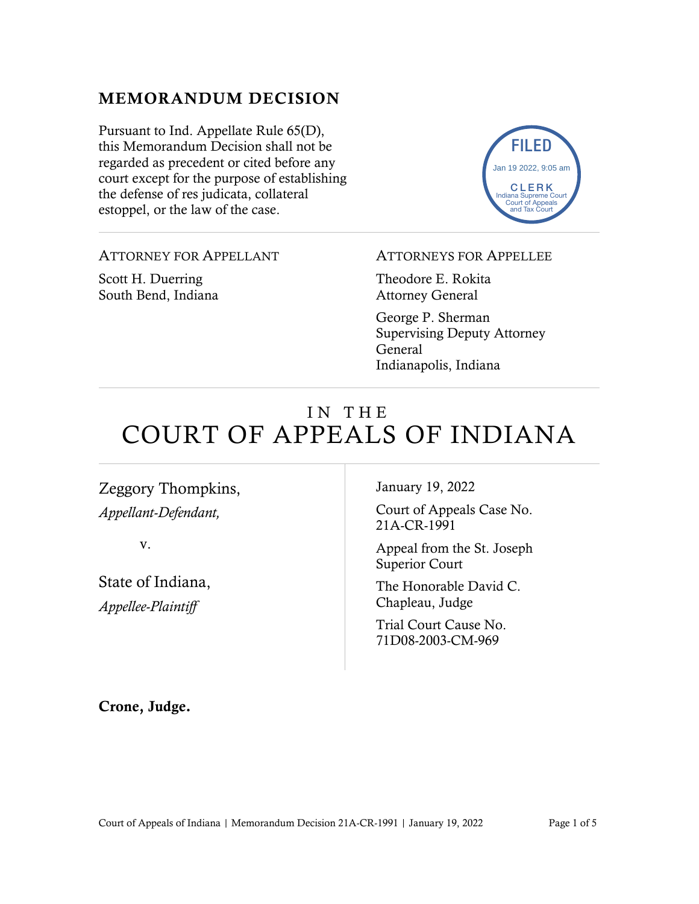## MEMORANDUM DECISION

Pursuant to Ind. Appellate Rule 65(D), this Memorandum Decision shall not be regarded as precedent or cited before any court except for the purpose of establishing the defense of res judicata, collateral estoppel, or the law of the case.

FILED
Jan 19 2022, 9:05 am
CLERK
Indiana Supreme Court
Court of Appeals
and Tax Court

---

ATTORNEY FOR APPELLANT

Scott H. Duerring
South Bend, Indiana

ATTORNEYS FOR APPELLEE

Theodore E. Rokita
Attorney General

George P. Sherman
Supervising Deputy Attorney General
Indianapolis, Indiana

---

# IN THE COURT OF APPEALS OF INDIANA

Zeggory Thompkins,
*Appellant-Defendant,*

v.

State of Indiana,
*Appellee-Plaintiff*

January 19, 2022

Court of Appeals Case No. 21A-CR-1991

Appeal from the St. Joseph Superior Court

The Honorable David C. Chapleau, Judge

Trial Court Cause No. 71D08-2003-CM-969

**Crone, Judge.**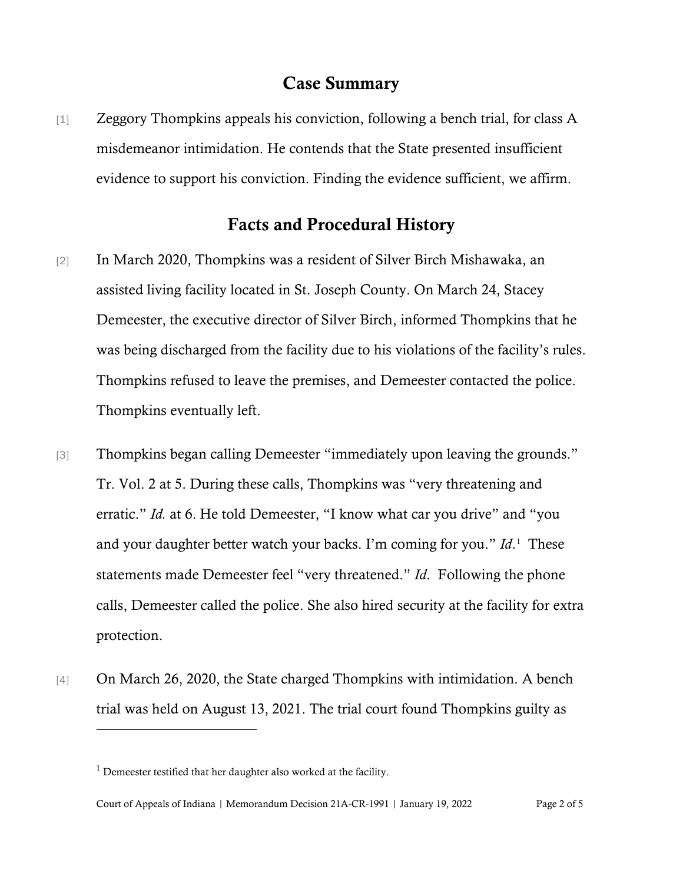## Case Summary

[1] Zeggory Thompkins appeals his conviction, following a bench trial, for class A misdemeanor intimidation. He contends that the State presented insufficient evidence to support his conviction. Finding the evidence sufficient, we affirm.

## Facts and Procedural History

[2] In March 2020, Thompkins was a resident of Silver Birch Mishawaka, an assisted living facility located in St. Joseph County. On March 24, Stacey Demeester, the executive director of Silver Birch, informed Thompkins that he was being discharged from the facility due to his violations of the facility's rules. Thompkins refused to leave the premises, and Demeester contacted the police. Thompkins eventually left.

[3] Thompkins began calling Demeester "immediately upon leaving the grounds." Tr. Vol. 2 at 5. During these calls, Thompkins was "very threatening and erratic." *Id.* at 6. He told Demeester, "I know what car you drive" and "you and your daughter better watch your backs. I'm coming for you." *Id.*[1] These statements made Demeester feel "very threatened." *Id.* Following the phone calls, Demeester called the police. She also hired security at the facility for extra protection.

[4] On March 26, 2020, the State charged Thompkins with intimidation. A bench trial was held on August 13, 2021. The trial court found Thompkins guilty as

---

[1] Demeester testified that her daughter also worked at the facility.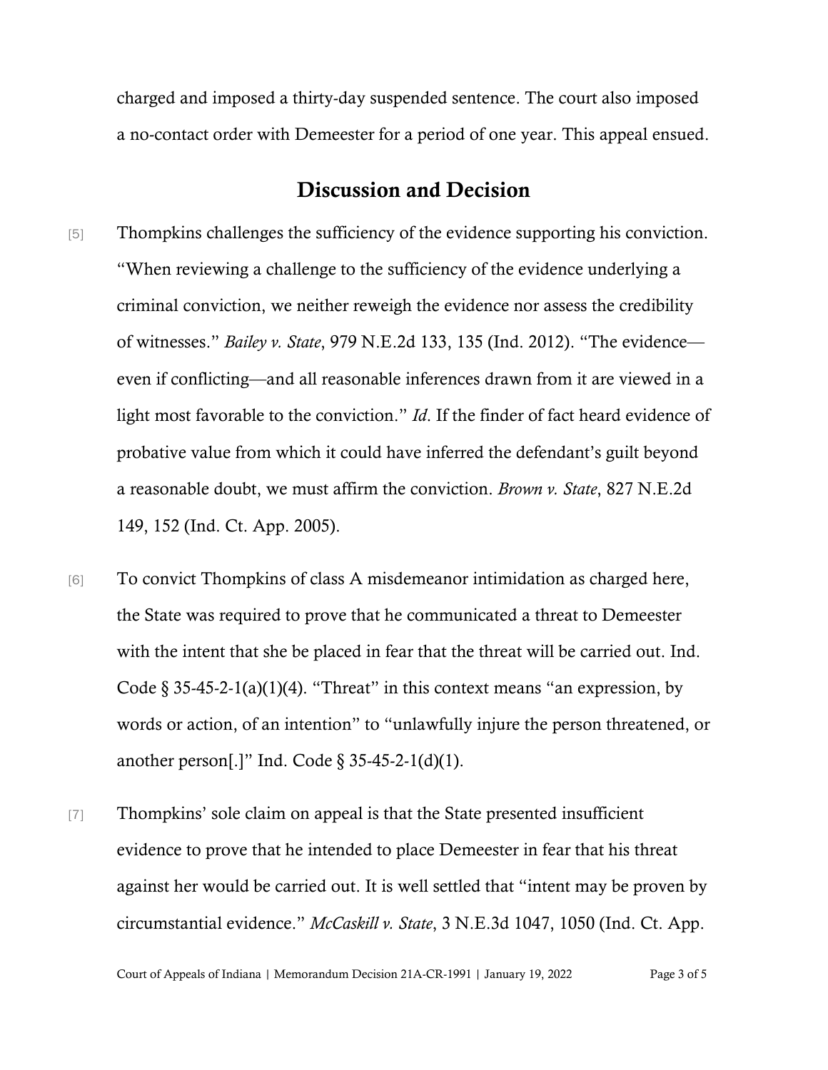charged and imposed a thirty-day suspended sentence. The court also imposed a no-contact order with Demeester for a period of one year. This appeal ensued.

## Discussion and Decision

[5] Thompkins challenges the sufficiency of the evidence supporting his conviction. "When reviewing a challenge to the sufficiency of the evidence underlying a criminal conviction, we neither reweigh the evidence nor assess the credibility of witnesses." *Bailey v. State*, 979 N.E.2d 133, 135 (Ind. 2012). "The evidence—even if conflicting—and all reasonable inferences drawn from it are viewed in a light most favorable to the conviction." *Id*. If the finder of fact heard evidence of probative value from which it could have inferred the defendant's guilt beyond a reasonable doubt, we must affirm the conviction. *Brown v. State*, 827 N.E.2d 149, 152 (Ind. Ct. App. 2005).

[6] To convict Thompkins of class A misdemeanor intimidation as charged here, the State was required to prove that he communicated a threat to Demeester with the intent that she be placed in fear that the threat will be carried out. Ind. Code § 35-45-2-1(a)(1)(4). "Threat" in this context means "an expression, by words or action, of an intention" to "unlawfully injure the person threatened, or another person[.]" Ind. Code § 35-45-2-1(d)(1).

[7] Thompkins' sole claim on appeal is that the State presented insufficient evidence to prove that he intended to place Demeester in fear that his threat against her would be carried out. It is well settled that "intent may be proven by circumstantial evidence." *McCaskill v. State*, 3 N.E.3d 1047, 1050 (Ind. Ct. App.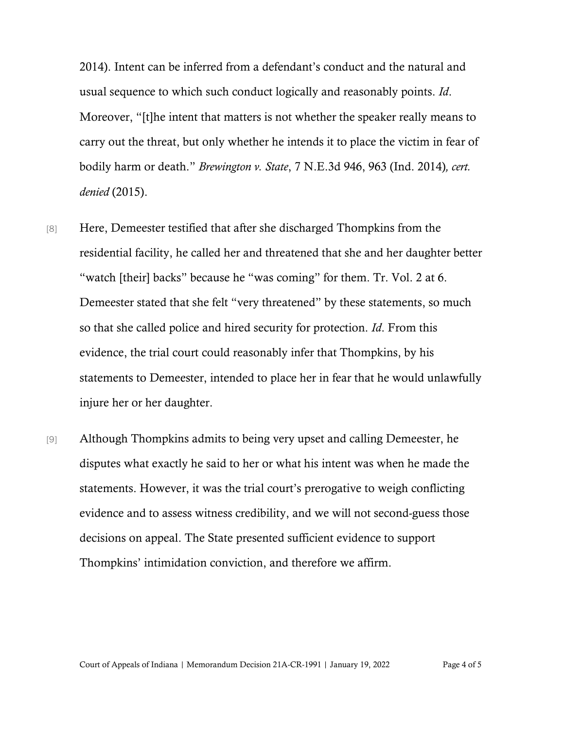2014). Intent can be inferred from a defendant's conduct and the natural and usual sequence to which such conduct logically and reasonably points. *Id*. Moreover, "[t]he intent that matters is not whether the speaker really means to carry out the threat, but only whether he intends it to place the victim in fear of bodily harm or death." *Brewington v. State*, 7 N.E.3d 946, 963 (Ind. 2014)*, cert. denied* (2015).

[8] Here, Demeester testified that after she discharged Thompkins from the residential facility, he called her and threatened that she and her daughter better "watch [their] backs" because he "was coming" for them. Tr. Vol. 2 at 6. Demeester stated that she felt "very threatened" by these statements, so much so that she called police and hired security for protection. *Id*. From this evidence, the trial court could reasonably infer that Thompkins, by his statements to Demeester, intended to place her in fear that he would unlawfully injure her or her daughter.

[9] Although Thompkins admits to being very upset and calling Demeester, he disputes what exactly he said to her or what his intent was when he made the statements. However, it was the trial court's prerogative to weigh conflicting evidence and to assess witness credibility, and we will not second-guess those decisions on appeal. The State presented sufficient evidence to support Thompkins' intimidation conviction, and therefore we affirm.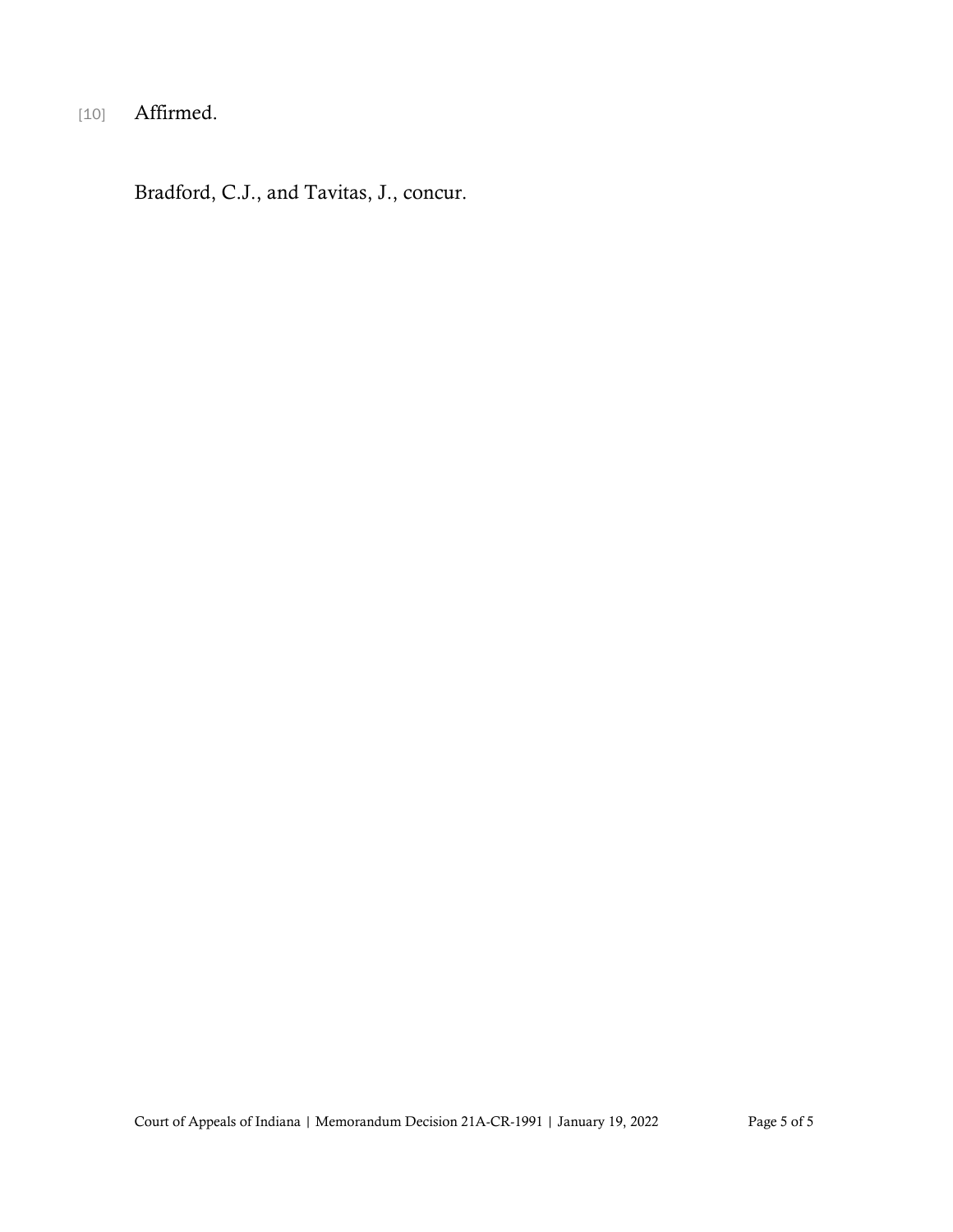[10] Affirmed.

Bradford, C.J., and Tavitas, J., concur.